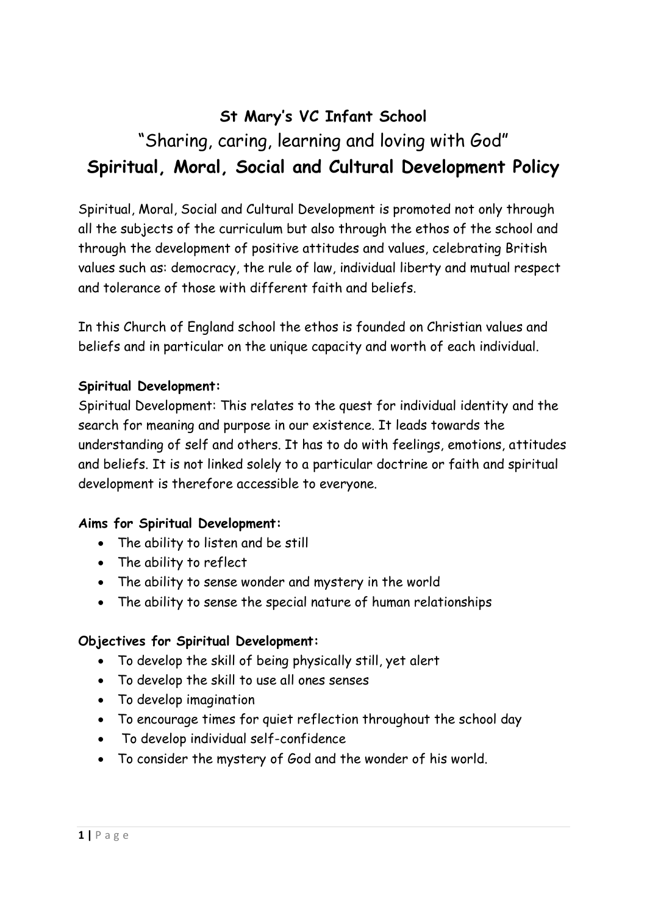# St Mary's VC Infant School

## "Sharing, caring, learning and loving with God"

## Spiritual, Moral, Social and Cultural Development Policy

Spiritual, Moral, Social and Cultural Development is promoted not only through all the subjects of the curriculum but also through the ethos of the school and through the development of positive attitudes and values, celebrating British values such as: democracy, the rule of law, individual liberty and mutual respect and tolerance of those with different faith and beliefs.

In this Church of England school the ethos is founded on Christian values and beliefs and in particular on the unique capacity and worth of each individual.

**Spiritual Development:**

Spiritual Development: This relates to the quest for individual identity and the search for meaning and purpose in our existence. It leads towards the understanding of self and others. It has to do with feelings, emotions, attitudes and beliefs. It is not linked solely to a particular doctrine or faith and spiritual development is therefore accessible to everyone.

**Aims for Spiritual Development:**

- The ability to listen and be still
- The ability to reflect
- The ability to sense wonder and mystery in the world
- The ability to sense the special nature of human relationships

**Objectives for Spiritual Development:**

- To develop the skill of being physically still, yet alert
- To develop the skill to use all ones senses
- To develop imagination
- To encourage times for quiet reflection throughout the school day
- To develop individual self-confidence
- To consider the mystery of God and the wonder of his world.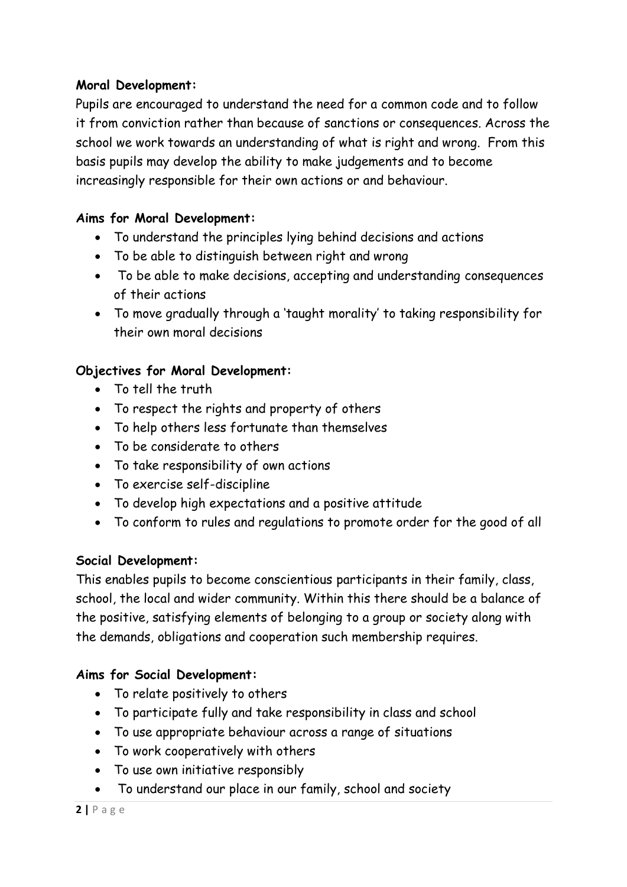**Moral Development:**
Pupils are encouraged to understand the need for a common code and to follow it from conviction rather than because of sanctions or consequences. Across the school we work towards an understanding of what is right and wrong. From this basis pupils may develop the ability to make judgements and to become increasingly responsible for their own actions or and behaviour.

**Aims for Moral Development:**

- To understand the principles lying behind decisions and actions
- To be able to distinguish between right and wrong
- To be able to make decisions, accepting and understanding consequences of their actions
- To move gradually through a 'taught morality' to taking responsibility for their own moral decisions

**Objectives for Moral Development:**

- To tell the truth
- To respect the rights and property of others
- To help others less fortunate than themselves
- To be considerate to others
- To take responsibility of own actions
- To exercise self-discipline
- To develop high expectations and a positive attitude
- To conform to rules and regulations to promote order for the good of all

**Social Development:**
This enables pupils to become conscientious participants in their family, class, school, the local and wider community. Within this there should be a balance of the positive, satisfying elements of belonging to a group or society along with the demands, obligations and cooperation such membership requires.

**Aims for Social Development:**

- To relate positively to others
- To participate fully and take responsibility in class and school
- To use appropriate behaviour across a range of situations
- To work cooperatively with others
- To use own initiative responsibly
- To understand our place in our family, school and society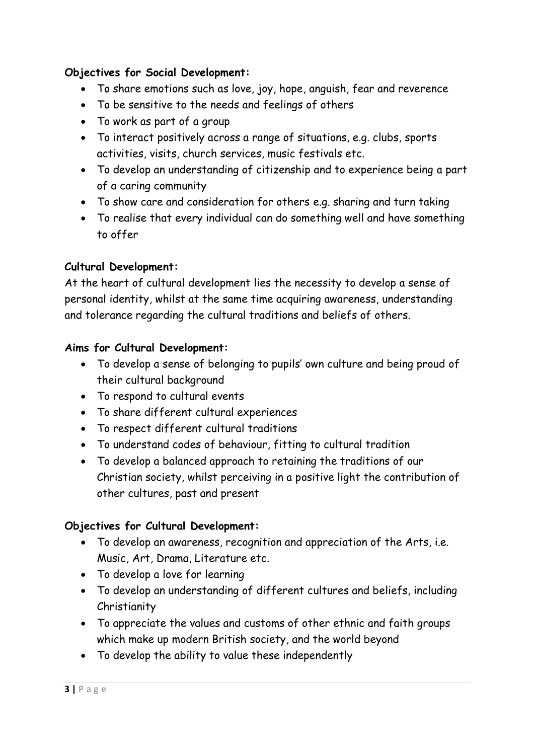**Objectives for Social Development:**

- To share emotions such as love, joy, hope, anguish, fear and reverence
- To be sensitive to the needs and feelings of others
- To work as part of a group
- To interact positively across a range of situations, e.g. clubs, sports activities, visits, church services, music festivals etc.
- To develop an understanding of citizenship and to experience being a part of a caring community
- To show care and consideration for others e.g. sharing and turn taking
- To realise that every individual can do something well and have something to offer

**Cultural Development:**

At the heart of cultural development lies the necessity to develop a sense of personal identity, whilst at the same time acquiring awareness, understanding and tolerance regarding the cultural traditions and beliefs of others.

**Aims for Cultural Development:**

- To develop a sense of belonging to pupils' own culture and being proud of their cultural background
- To respond to cultural events
- To share different cultural experiences
- To respect different cultural traditions
- To understand codes of behaviour, fitting to cultural tradition
- To develop a balanced approach to retaining the traditions of our Christian society, whilst perceiving in a positive light the contribution of other cultures, past and present

**Objectives for Cultural Development:**

- To develop an awareness, recognition and appreciation of the Arts, i.e. Music, Art, Drama, Literature etc.
- To develop a love for learning
- To develop an understanding of different cultures and beliefs, including Christianity
- To appreciate the values and customs of other ethnic and faith groups which make up modern British society, and the world beyond
- To develop the ability to value these independently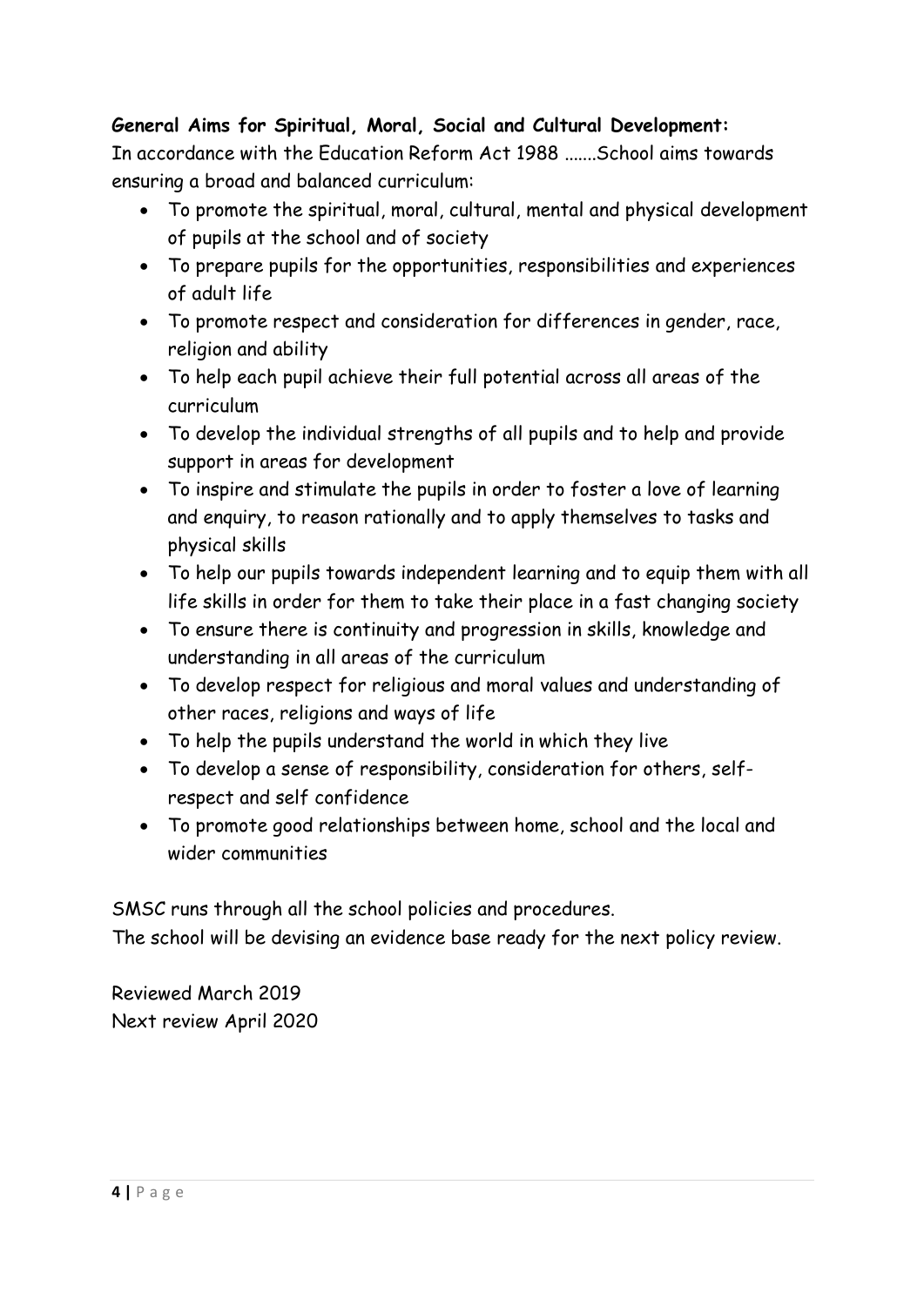**General Aims for Spiritual, Moral, Social and Cultural Development:**

In accordance with the Education Reform Act 1988 .......School aims towards ensuring a broad and balanced curriculum:

- To promote the spiritual, moral, cultural, mental and physical development of pupils at the school and of society
- To prepare pupils for the opportunities, responsibilities and experiences of adult life
- To promote respect and consideration for differences in gender, race, religion and ability
- To help each pupil achieve their full potential across all areas of the curriculum
- To develop the individual strengths of all pupils and to help and provide support in areas for development
- To inspire and stimulate the pupils in order to foster a love of learning and enquiry, to reason rationally and to apply themselves to tasks and physical skills
- To help our pupils towards independent learning and to equip them with all life skills in order for them to take their place in a fast changing society
- To ensure there is continuity and progression in skills, knowledge and understanding in all areas of the curriculum
- To develop respect for religious and moral values and understanding of other races, religions and ways of life
- To help the pupils understand the world in which they live
- To develop a sense of responsibility, consideration for others, self-respect and self confidence
- To promote good relationships between home, school and the local and wider communities

SMSC runs through all the school policies and procedures.
The school will be devising an evidence base ready for the next policy review.

Reviewed March 2019
Next review April 2020